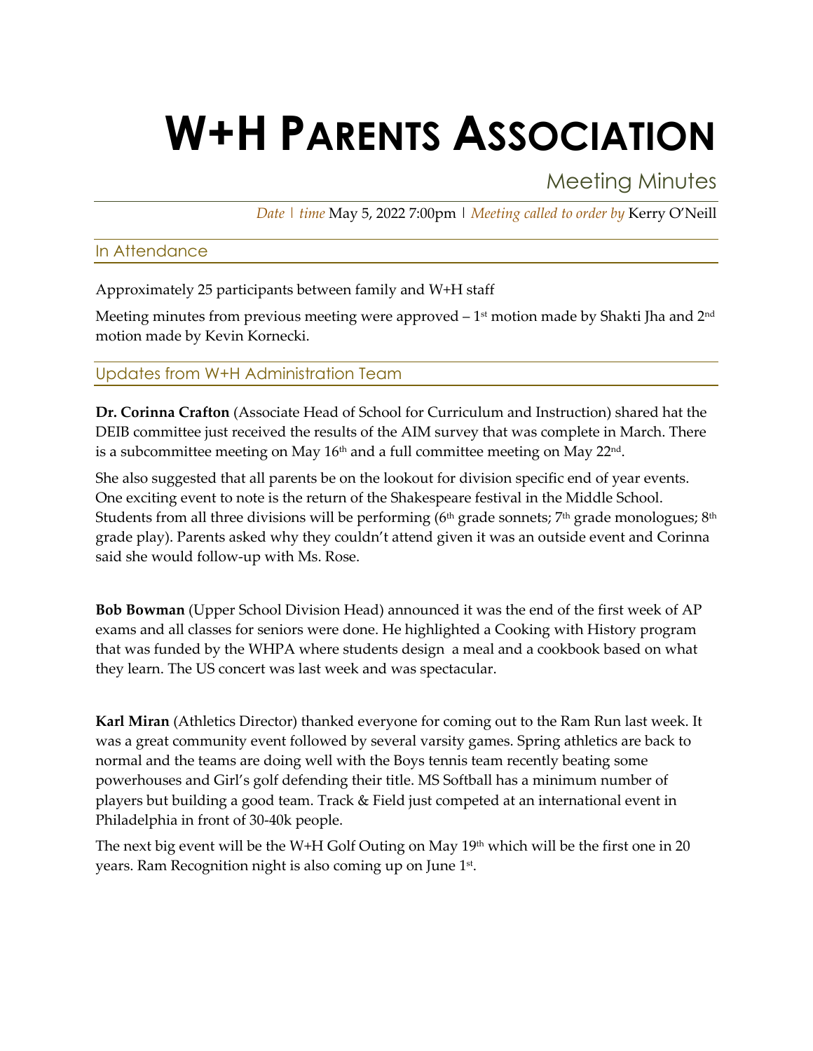# W+H PARENTS ASSOCIATION

## Meeting Minutes

*Date | time* May 5, 2022 7:00pm | *Meeting called to order by* Kerry O'Neill

## In Attendance

Approximately 25 participants between family and W+H staff

Meeting minutes from previous meeting were approved – 1st motion made by Shakti Jha and 2nd motion made by Kevin Kornecki.

## Updates from W+H Administration Team

**Dr. Corinna Crafton** (Associate Head of School for Curriculum and Instruction) shared hat the DEIB committee just received the results of the AIM survey that was complete in March. There is a subcommittee meeting on May 16th and a full committee meeting on May 22nd.

She also suggested that all parents be on the lookout for division specific end of year events. One exciting event to note is the return of the Shakespeare festival in the Middle School. Students from all three divisions will be performing (6th grade sonnets; 7th grade monologues; 8th grade play). Parents asked why they couldn't attend given it was an outside event and Corinna said she would follow-up with Ms. Rose.

**Bob Bowman** (Upper School Division Head) announced it was the end of the first week of AP exams and all classes for seniors were done. He highlighted a Cooking with History program that was funded by the WHPA where students design a meal and a cookbook based on what they learn. The US concert was last week and was spectacular.

**Karl Miran** (Athletics Director) thanked everyone for coming out to the Ram Run last week. It was a great community event followed by several varsity games. Spring athletics are back to normal and the teams are doing well with the Boys tennis team recently beating some powerhouses and Girl's golf defending their title. MS Softball has a minimum number of players but building a good team. Track & Field just competed at an international event in Philadelphia in front of 30-40k people.

The next big event will be the W+H Golf Outing on May 19th which will be the first one in 20 years. Ram Recognition night is also coming up on June 1st.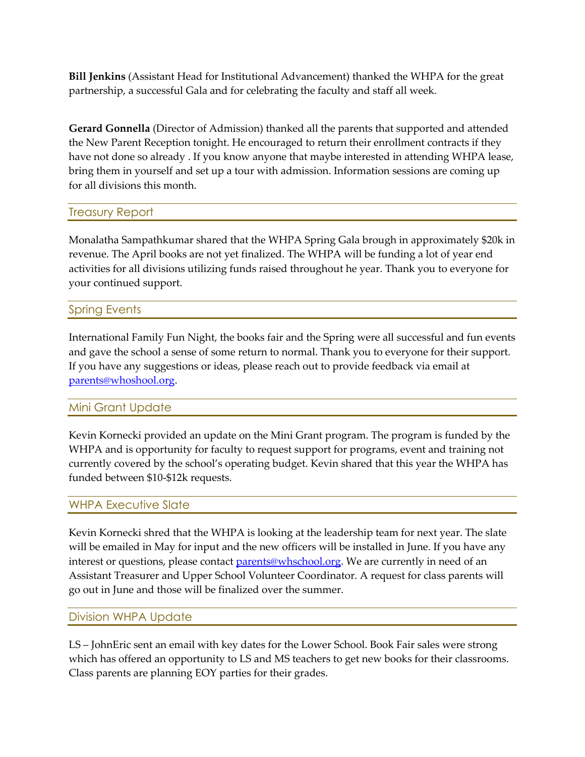**Bill Jenkins** (Assistant Head for Institutional Advancement) thanked the WHPA for the great partnership, a successful Gala and for celebrating the faculty and staff all week.

**Gerard Gonnella** (Director of Admission) thanked all the parents that supported and attended the New Parent Reception tonight. He encouraged to return their enrollment contracts if they have not done so already . If you know anyone that maybe interested in attending WHPA lease, bring them in yourself and set up a tour with admission. Information sessions are coming up for all divisions this month.

## Treasury Report

Monalatha Sampathkumar shared that the WHPA Spring Gala brough in approximately $20k in revenue. The April books are not yet finalized. The WHPA will be funding a lot of year end activities for all divisions utilizing funds raised throughout he year. Thank you to everyone for your continued support.

## Spring Events

International Family Fun Night, the books fair and the Spring were all successful and fun events and gave the school a sense of some return to normal. Thank you to everyone for their support. If you have any suggestions or ideas, please reach out to provide feedback via email at [parents@whoshool.org](mailto:parents@whoshool.org).

## Mini Grant Update

Kevin Kornecki provided an update on the Mini Grant program. The program is funded by the WHPA and is opportunity for faculty to request support for programs, event and training not currently covered by the school's operating budget. Kevin shared that this year the WHPA has funded between $10-$12k requests.

## WHPA Executive Slate

Kevin Kornecki shred that the WHPA is looking at the leadership team for next year. The slate will be emailed in May for input and the new officers will be installed in June. If you have any interest or questions, please contact [parents@whschool.org](mailto:parents@whschool.org). We are currently in need of an Assistant Treasurer and Upper School Volunteer Coordinator. A request for class parents will go out in June and those will be finalized over the summer.

## Division WHPA Update

LS – JohnEric sent an email with key dates for the Lower School. Book Fair sales were strong which has offered an opportunity to LS and MS teachers to get new books for their classrooms. Class parents are planning EOY parties for their grades.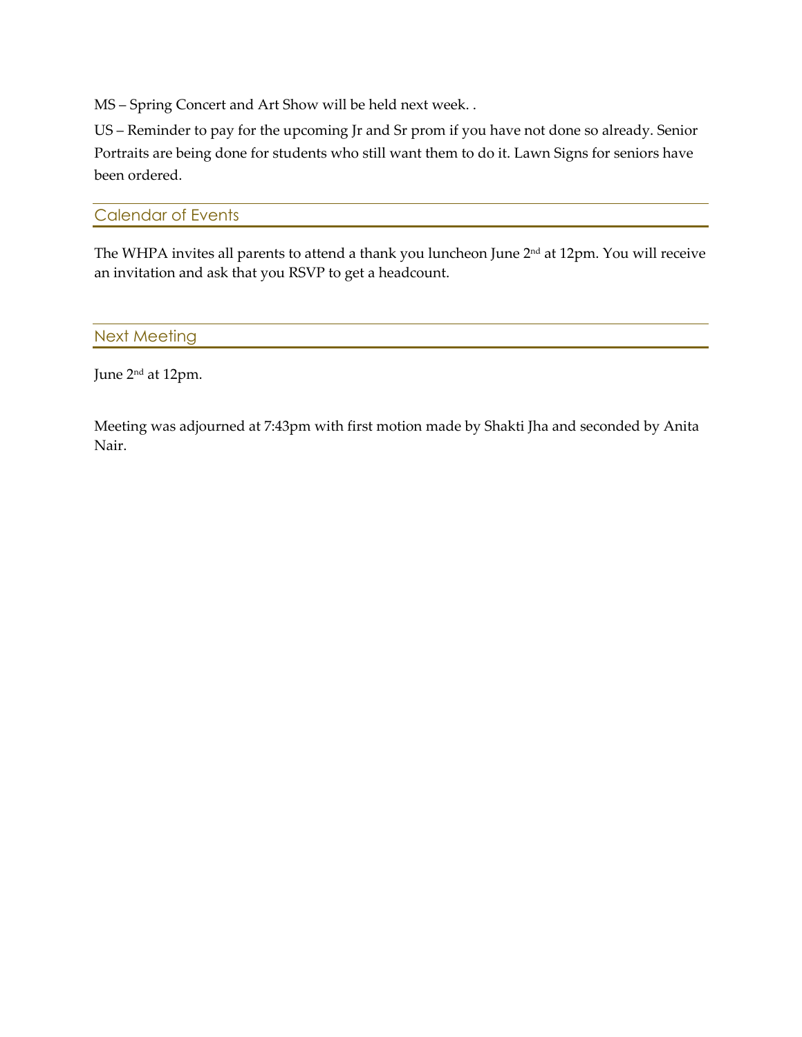MS – Spring Concert and Art Show will be held next week. .

US – Reminder to pay for the upcoming Jr and Sr prom if you have not done so already. Senior Portraits are being done for students who still want them to do it. Lawn Signs for seniors have been ordered.

## Calendar of Events

The WHPA invites all parents to attend a thank you luncheon June 2nd at 12pm. You will receive an invitation and ask that you RSVP to get a headcount.

## Next Meeting

June 2nd at 12pm.

Meeting was adjourned at 7:43pm with first motion made by Shakti Jha and seconded by Anita Nair.